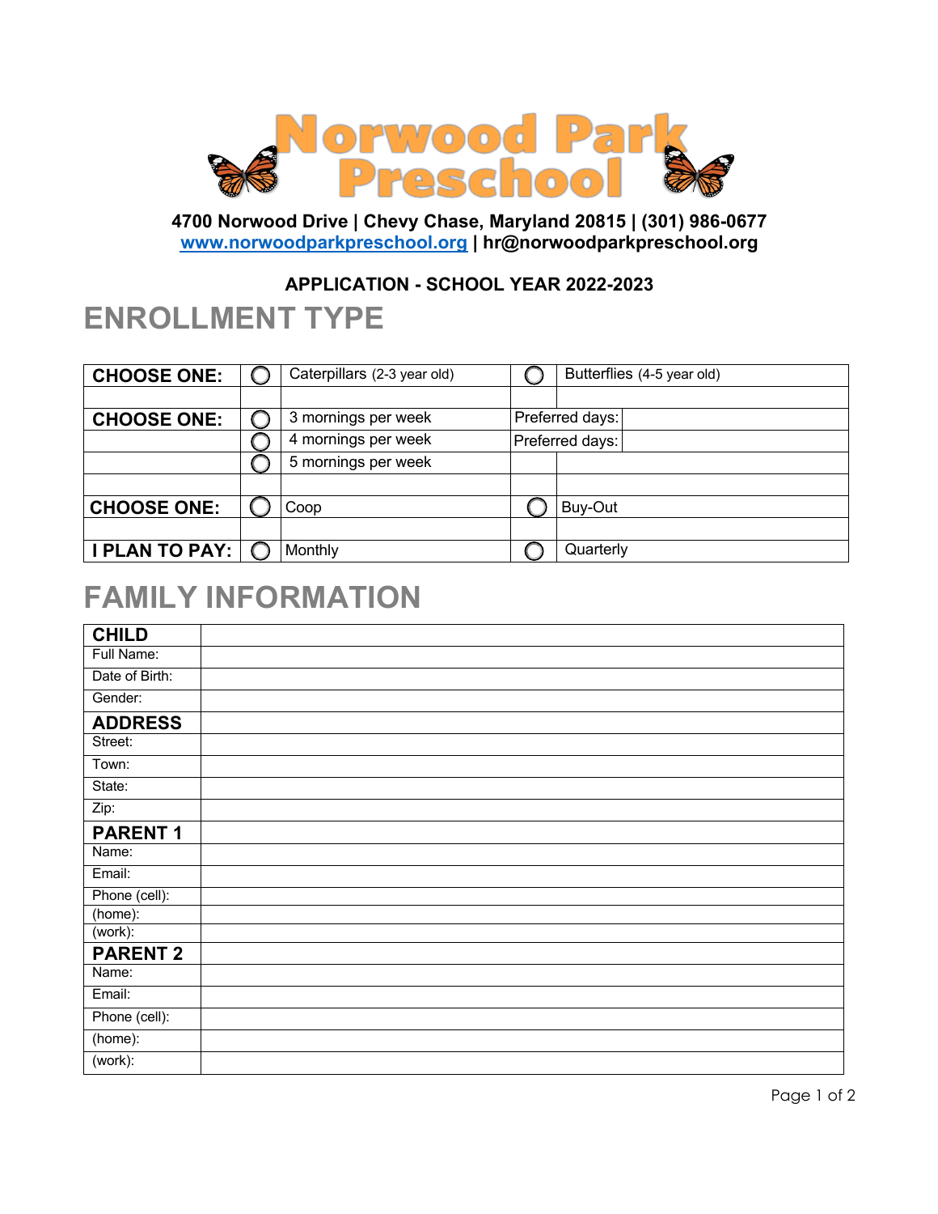# Norwood Park Preschool

**4700 Norwood Drive | Chevy Chase, Maryland 20815 | (301) 986-0677**
**www.norwoodparkpreschool.org | hr@norwoodparkpreschool.org**

**APPLICATION - SCHOOL YEAR 2022-2023**

## ENROLLMENT TYPE

| | | | | |
|---|---|---|---|---|
| **CHOOSE ONE:** | ◯ | Caterpillars (2-3 year old) | ◯ | Butterflies (4-5 year old) |
| | | | | |
| **CHOOSE ONE:** | ◯ | 3 mornings per week | Preferred days: | |
| | ◯ | 4 mornings per week | Preferred days: | |
| | ◯ | 5 mornings per week | | |
| | | | | |
| **CHOOSE ONE:** | ◯ | Coop | ◯ | Buy-Out |
| | | | | |
| **I PLAN TO PAY:** | ◯ | Monthly | ◯ | Quarterly |

## FAMILY INFORMATION

| | |
|---|---|
| **CHILD** | |
| Full Name: | |
| Date of Birth: | |
| Gender: | |
| **ADDRESS** | |
| Street: | |
| Town: | |
| State: | |
| Zip: | |
| **PARENT 1** | |
| Name: | |
| Email: | |
| Phone (cell): | |
| (home): | |
| (work): | |
| **PARENT 2** | |
| Name: | |
| Email: | |
| Phone (cell): | |
| (home): | |
| (work): | |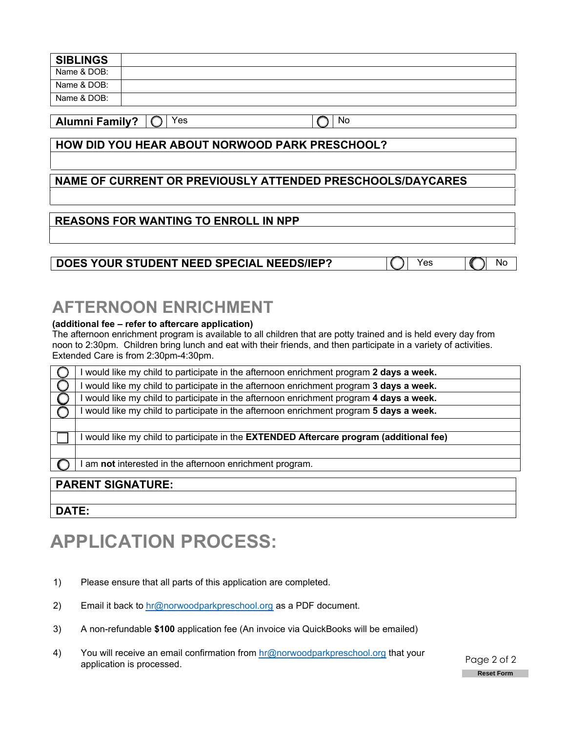| SIBLINGS | |
| --- | --- |
| Name & DOB: | |
| Name & DOB: | |
| Name & DOB: | |

| Alumni Family? | ◯ | Yes | ◯ | No |
| --- | --- | --- | --- | --- |

| HOW DID YOU HEAR ABOUT NORWOOD PARK PRESCHOOL? |
| --- |
| |

| NAME OF CURRENT OR PREVIOUSLY ATTENDED PRESCHOOLS/DAYCARES |
| --- |
| |

| REASONS FOR WANTING TO ENROLL IN NPP |
| --- |
| |

| DOES YOUR STUDENT NEED SPECIAL NEEDS/IEP? | ◯ | Yes | ◯ | No |
| --- | --- | --- | --- | --- |

# AFTERNOON ENRICHMENT

**(additional fee – refer to aftercare application)**
The afternoon enrichment program is available to all children that are potty trained and is held every day from noon to 2:30pm. Children bring lunch and eat with their friends, and then participate in a variety of activities. Extended Care is from 2:30pm-4:30pm.

| | |
| --- | --- |
| ◯ | I would like my child to participate in the afternoon enrichment program **2 days a week.** |
| ◯ | I would like my child to participate in the afternoon enrichment program **3 days a week.** |
| ◯ | I would like my child to participate in the afternoon enrichment program **4 days a week.** |
| ◯ | I would like my child to participate in the afternoon enrichment program **5 days a week.** |
| | |
| ☐ | I would like my child to participate in the **EXTENDED Aftercare program (additional fee)** |
| | |
| ◯ | I am **not** interested in the afternoon enrichment program. |

| PARENT SIGNATURE: |
| --- |
| |
| DATE: |

# APPLICATION PROCESS:

1) Please ensure that all parts of this application are completed.
2) Email it back to hr@norwoodparkpreschool.org as a PDF document.
3) A non-refundable **$100** application fee (An invoice via QuickBooks will be emailed)
4) You will receive an email confirmation from hr@norwoodparkpreschool.org that your application is processed.

Reset Form